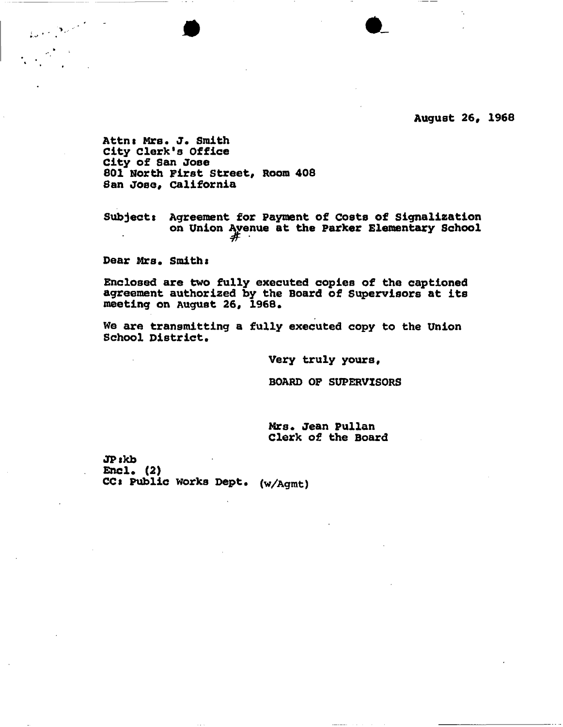August 26, 1968

Attn: Mrs. J. Smith
City Clerk's Office
City of San Jose
801 North First Street, Room 408
San Jose, California

Subject: Agreement for Payment of Costs of Signalization on Union Avenue at the Parker Elementary School

Dear Mrs. Smith:

Enclosed are two fully executed copies of the captioned agreement authorized by the Board of Supervisors at its meeting on August 26, 1968.

We are transmitting a fully executed copy to the Union School District.

Very truly yours,

BOARD OF SUPERVISORS

Mrs. Jean Pullan
Clerk of the Board

JP:kb
Encl. (2)
CC: Public Works Dept. (w/Agmt)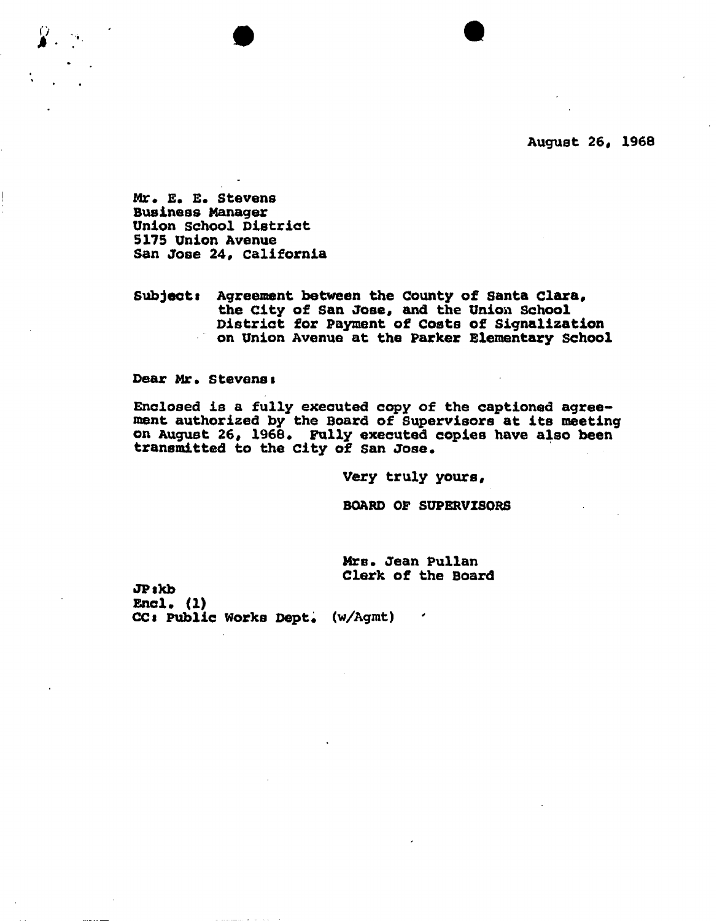August 26, 1968

Mr. E. E. Stevens
Business Manager
Union School District
5175 Union Avenue
San Jose 24, California

Subject: Agreement between the County of Santa Clara, the City of San Jose, and the Union School District for Payment of Costs of Signalization on Union Avenue at the Parker Elementary School

Dear Mr. Stevens:

Enclosed is a fully executed copy of the captioned agreement authorized by the Board of Supervisors at its meeting on August 26, 1968. Fully executed copies have also been transmitted to the City of San Jose.

Very truly yours,

BOARD OF SUPERVISORS

Mrs. Jean Pullan
Clerk of the Board

JP:kb
Encl. (1)
CC: Public Works Dept. (w/Agmt)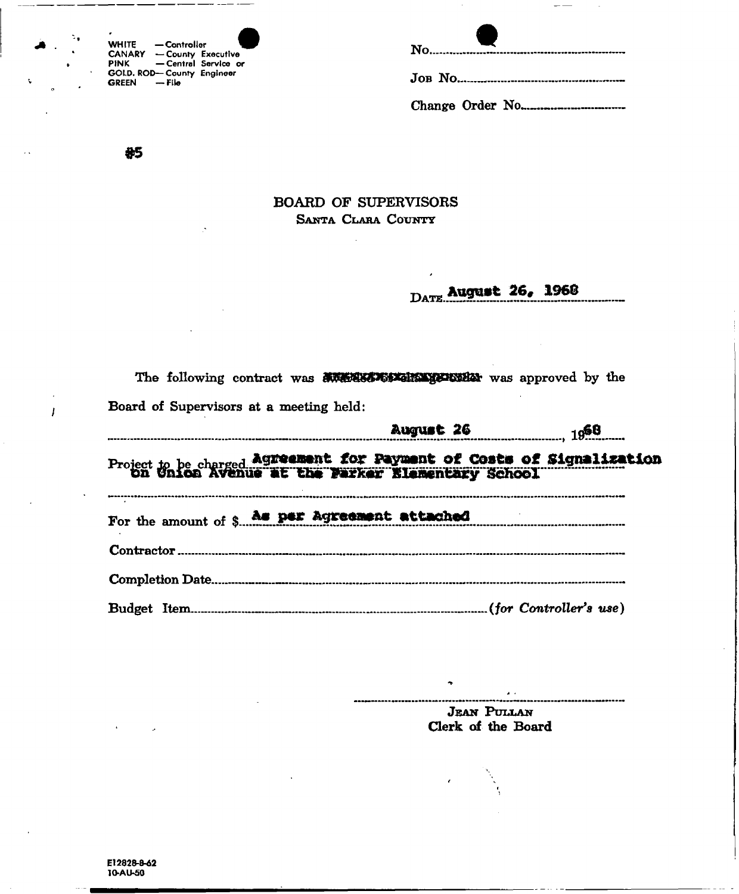WHITE — Controller
CANARY — County Executive
PINK — Central Service or
GOLD. ROD— County Engineer
GREEN — File

No. ____________

Job No. ____________

Change Order No. ____________

#5

# BOARD OF SUPERVISORS

## Santa Clara County

Date **August 26, 1968**

The following contract was ~~awarded or change order~~ was approved by the Board of Supervisors at a meeting held:

**August 26**, 19**68**

Project to be charged **Agreement for Payment of Costs of Signalization on Union Avenue at the Parker Elementary School**

For the amount of $ **As per Agreement attached**

Contractor ____________

Completion Date ____________

Budget Item ____________ *(for Controller's use)*

____________

Jean Pullan
Clerk of the Board

E12828-8-62
10-AU-50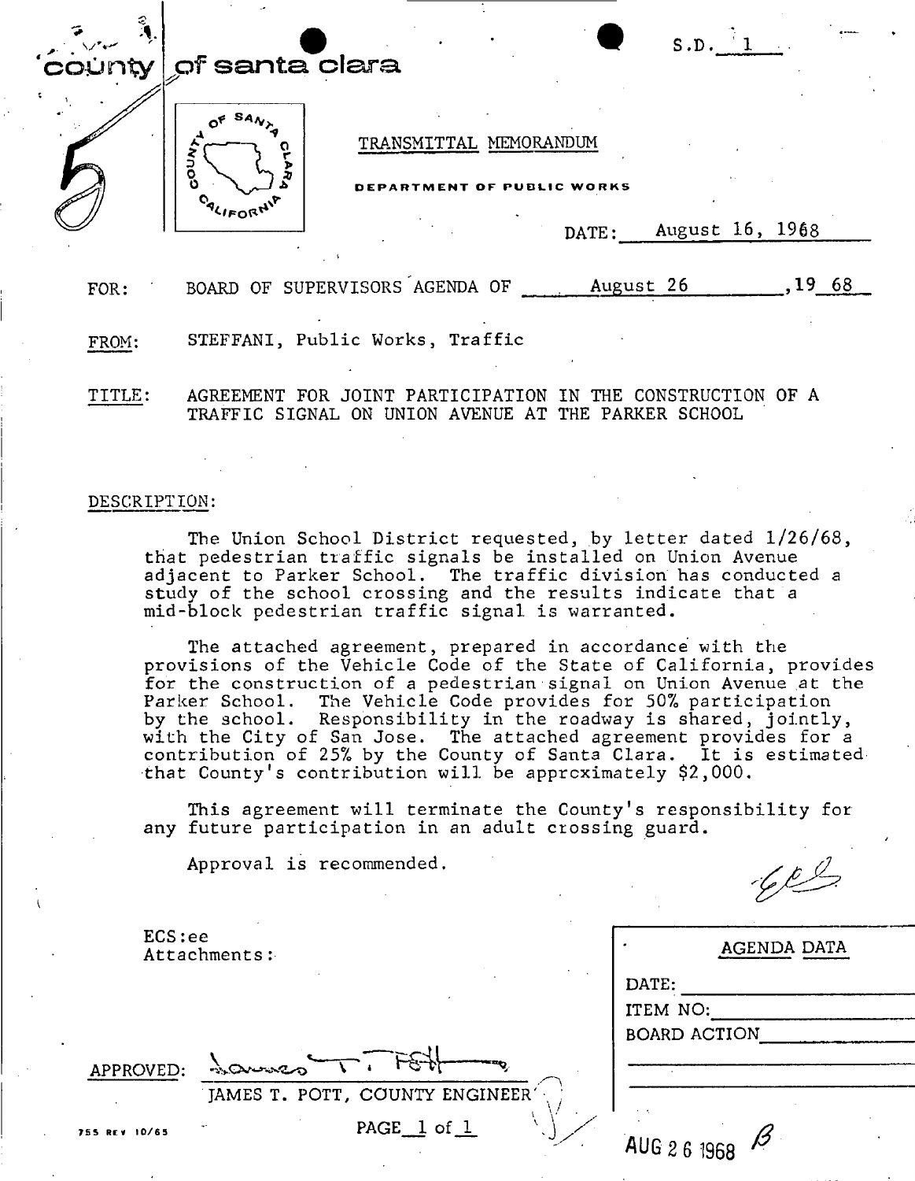county of santa clara

S.D. 1

TRANSMITTAL MEMORANDUM

DEPARTMENT OF PUBLIC WORKS

DATE: August 16, 1968

FOR: BOARD OF SUPERVISORS AGENDA OF August 26, 19 68

FROM: STEFFANI, Public Works, Traffic

TITLE: AGREEMENT FOR JOINT PARTICIPATION IN THE CONSTRUCTION OF A TRAFFIC SIGNAL ON UNION AVENUE AT THE PARKER SCHOOL

DESCRIPTION:

The Union School District requested, by letter dated 1/26/68, that pedestrian traffic signals be installed on Union Avenue adjacent to Parker School. The traffic division has conducted a study of the school crossing and the results indicate that a mid-block pedestrian traffic signal is warranted.

The attached agreement, prepared in accordance with the provisions of the Vehicle Code of the State of California, provides for the construction of a pedestrian signal on Union Avenue at the Parker School. The Vehicle Code provides for 50% participation by the school. Responsibility in the roadway is shared, jointly, with the City of San Jose. The attached agreement provides for a contribution of 25% by the County of Santa Clara. It is estimated that County's contribution will be approximately $2,000.

This agreement will terminate the County's responsibility for any future participation in an adult crossing guard.

Approval is recommended.

ECS:ee
Attachments:

APPROVED: James T. Pott
JAMES T. POTT, COUNTY ENGINEER

| AGENDA DATA |
|---|
| DATE: |
| ITEM NO: |
| BOARD ACTION |

AUG 26 1968 B

755 REV 10/65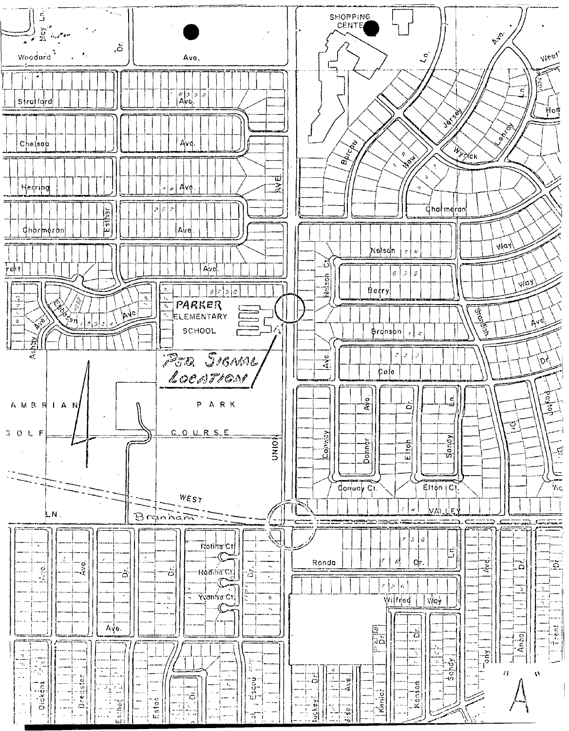SHOPPING CENTER

PARKER ELEMENTARY SCHOOL

PED. SIGNAL LOCATION

CAMBRIAN PARK GOLF COURSE

UNION AVE.

WEST BRANHAM LN.

VALLEY

Woodard Ave. · Stratford Ave. · Chelsea Ave. · Herring Ave. · Charmeran Ave. · Esther Dr. · Ebbesen Ave. · Ashby Ave. · Barcow Ln. · New Jersey Ave. · Wyrick · Lenroy Ln. · Charmeran · Nelson Way · Berry Way · Branson Ave. · Standish Dr. · Cole · Nelson Ct. · Conway Ave. · Donner Dr. · Elton Ln. · Sandy · Conway Ct. · Elton Ct. · Rotina Ct. · Nadine Ct. · Yvonne Ct. · Ronda Dr. · Ln. · Wilfred Way · Dickens · Brewster · Esther · Estes · Kenton · Sandy · Anna · Trent

"A"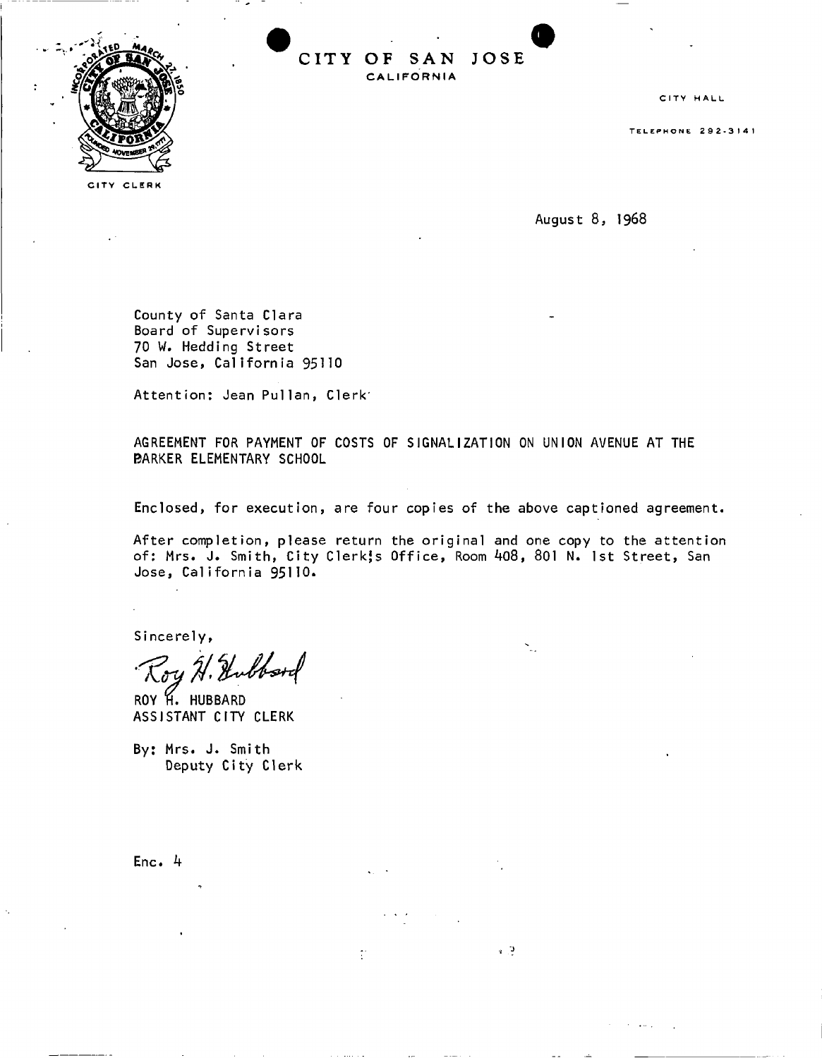CITY OF SAN JOSE
CALIFORNIA

CITY CLERK

CITY HALL

TELEPHONE 292-3141

August 8, 1968

County of Santa Clara
Board of Supervisors
70 W. Hedding Street
San Jose, California 95110

Attention: Jean Pullan, Clerk

AGREEMENT FOR PAYMENT OF COSTS OF SIGNALIZATION ON UNION AVENUE AT THE PARKER ELEMENTARY SCHOOL

Enclosed, for execution, are four copies of the above captioned agreement.

After completion, please return the original and one copy to the attention of: Mrs. J. Smith, City Clerk's Office, Room 408, 801 N. 1st Street, San Jose, California 95110.

Sincerely,

Roy H. Hubbard

ROY H. HUBBARD
ASSISTANT CITY CLERK

By: Mrs. J. Smith
Deputy City Clerk

Enc. 4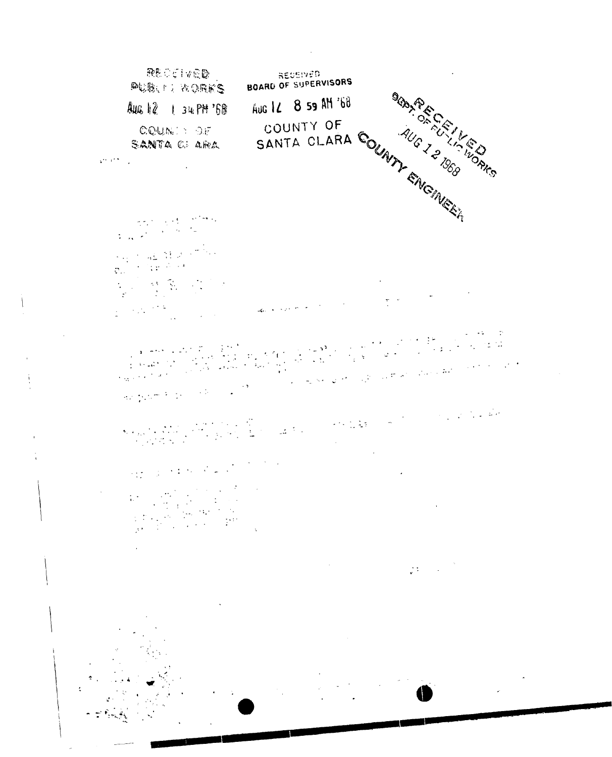RECEIVED
PUBLIC WORKS
AUG 12 1 34 PM '68
COUNTY OF
SANTA CLARA

RECEIVED
BOARD OF SUPERVISORS
AUG 12 8 59 AM '68
COUNTY OF
SANTA CLARA

RECEIVED
DEPT. OF PUBLIC WORKS
AUG 12 1968
COUNTY ENGINEER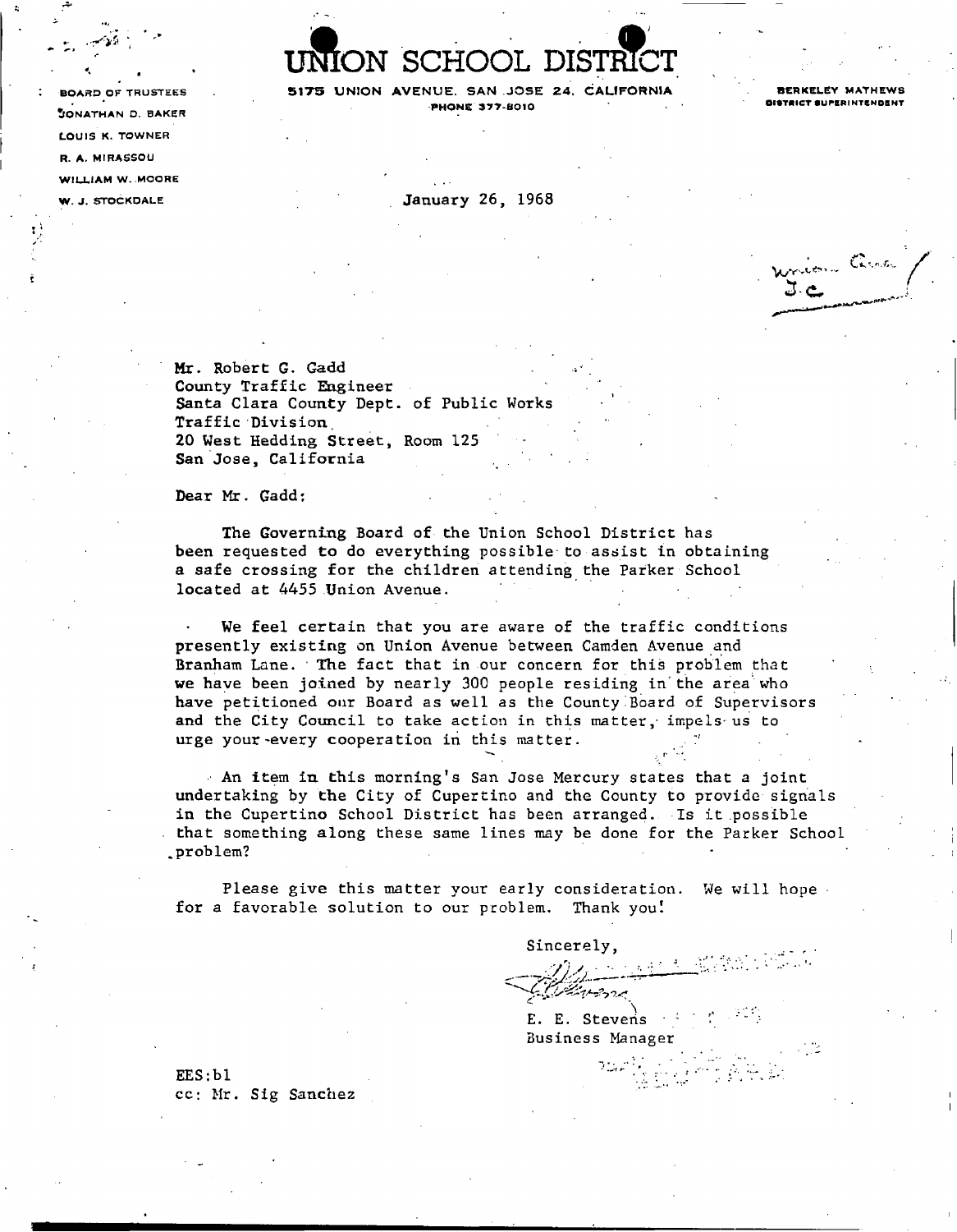# UNION SCHOOL DISTRICT

5175 UNION AVENUE. SAN JOSE 24, CALIFORNIA
PHONE 377-8010

BOARD OF TRUSTEES
JONATHAN D. BAKER
LOUIS K. TOWNER
R. A. MIRASSOU
WILLIAM W. MOORE
W. J. STOCKDALE

BERKELEY MATHEWS
DISTRICT SUPERINTENDENT

January 26, 1968

Mr. Robert G. Gadd
County Traffic Engineer
Santa Clara County Dept. of Public Works
Traffic Division
20 West Hedding Street, Room 125
San Jose, California

Dear Mr. Gadd:

The Governing Board of the Union School District has been requested to do everything possible to assist in obtaining a safe crossing for the children attending the Parker School located at 4455 Union Avenue.

We feel certain that you are aware of the traffic conditions presently existing on Union Avenue between Camden Avenue and Branham Lane. The fact that in our concern for this problem that we have been joined by nearly 300 people residing in the area who have petitioned our Board as well as the County Board of Supervisors and the City Council to take action in this matter, impels us to urge your every cooperation in this matter.

An item in this morning's San Jose Mercury states that a joint undertaking by the City of Cupertino and the County to provide signals in the Cupertino School District has been arranged. Is it possible that something along these same lines may be done for the Parker School problem?

Please give this matter your early consideration. We will hope for a favorable solution to our problem. Thank you!

Sincerely,

E. E. Stevens
Business Manager

EES:bl
cc: Mr. Sig Sanchez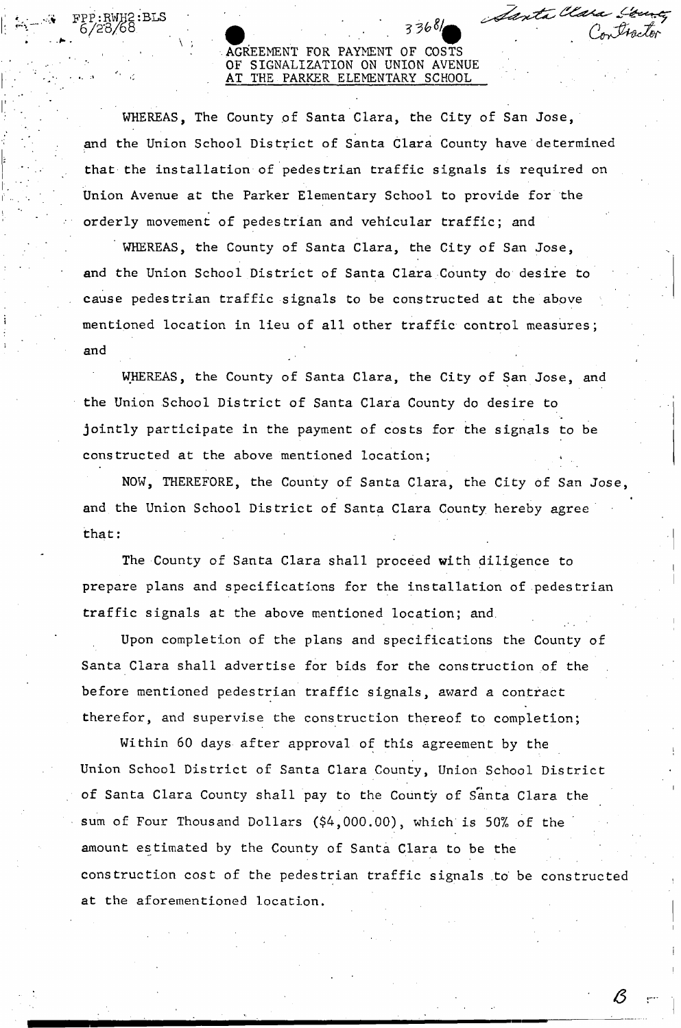FPP:RWH2:BLS
6/28/68

33681

*Santa Clara County Contractor*

AGREEMENT FOR PAYMENT OF COSTS OF SIGNALIZATION ON UNION AVENUE AT THE PARKER ELEMENTARY SCHOOL

WHEREAS, The County of Santa Clara, the City of San Jose, and the Union School District of Santa Clara County have determined that the installation of pedestrian traffic signals is required on Union Avenue at the Parker Elementary School to provide for the orderly movement of pedestrian and vehicular traffic; and

WHEREAS, the County of Santa Clara, the City of San Jose, and the Union School District of Santa Clara County do desire to cause pedestrian traffic signals to be constructed at the above mentioned location in lieu of all other traffic control measures; and

WHEREAS, the County of Santa Clara, the City of San Jose, and the Union School District of Santa Clara County do desire to jointly participate in the payment of costs for the signals to be constructed at the above mentioned location;

NOW, THEREFORE, the County of Santa Clara, the City of San Jose, and the Union School District of Santa Clara County hereby agree that:

The County of Santa Clara shall proceed with diligence to prepare plans and specifications for the installation of pedestrian traffic signals at the above mentioned location; and

Upon completion of the plans and specifications the County of Santa Clara shall advertise for bids for the construction of the before mentioned pedestrian traffic signals, award a contract therefor, and supervise the construction thereof to completion;

Within 60 days after approval of this agreement by the Union School District of Santa Clara County, Union School District of Santa Clara County shall pay to the County of Santa Clara the sum of Four Thousand Dollars ($4,000.00), which is 50% of the amount estimated by the County of Santa Clara to be the construction cost of the pedestrian traffic signals to be constructed at the aforementioned location.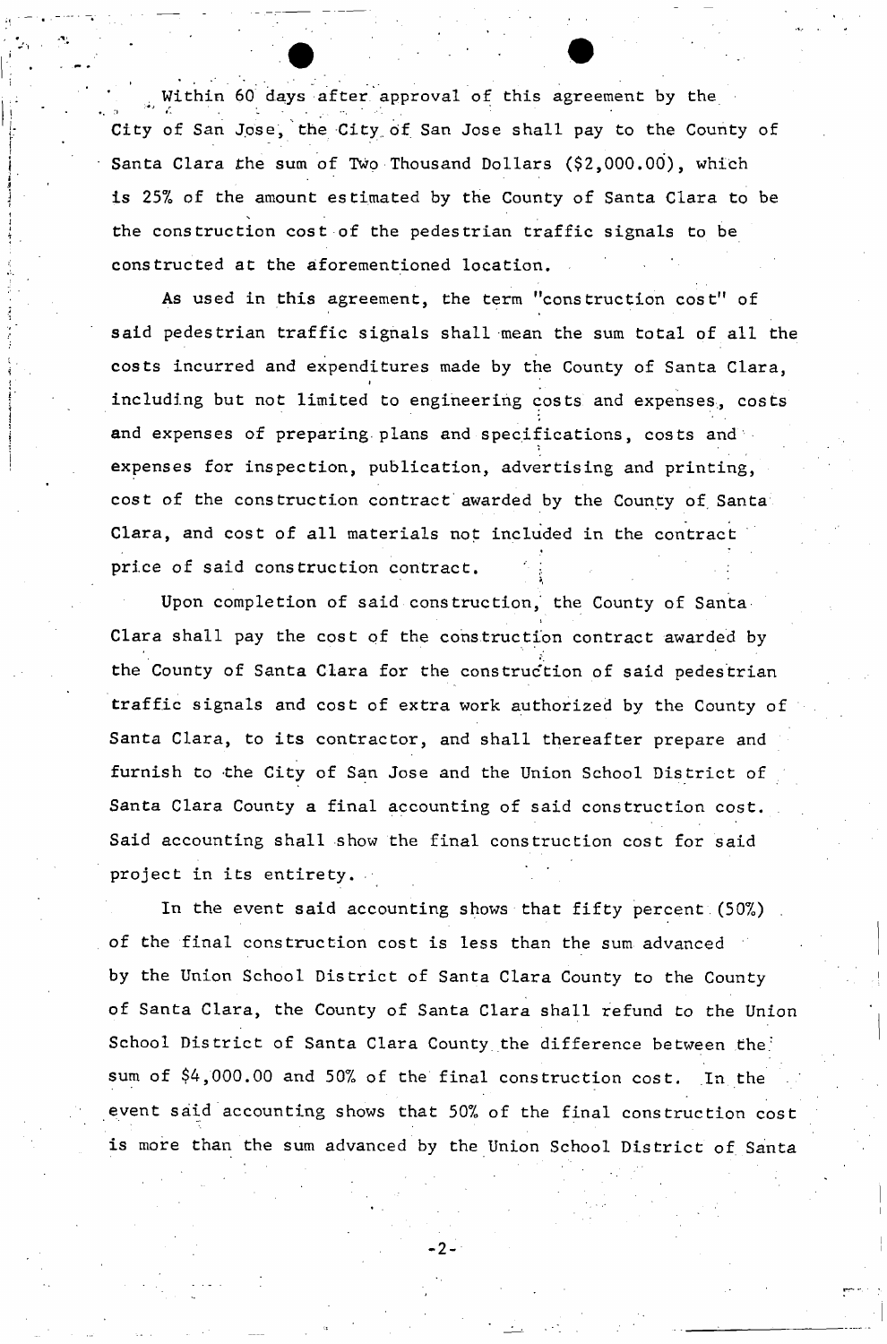Within 60 days after approval of this agreement by the City of San Jose, the City of San Jose shall pay to the County of Santa Clara the sum of Two Thousand Dollars ($2,000.00), which is 25% of the amount estimated by the County of Santa Clara to be the construction cost of the pedestrian traffic signals to be constructed at the aforementioned location.

As used in this agreement, the term "construction cost" of said pedestrian traffic signals shall mean the sum total of all the costs incurred and expenditures made by the County of Santa Clara, including but not limited to engineering costs and expenses, costs and expenses of preparing plans and specifications, costs and expenses for inspection, publication, advertising and printing, cost of the construction contract awarded by the County of Santa Clara, and cost of all materials not included in the contract price of said construction contract.

Upon completion of said construction, the County of Santa Clara shall pay the cost of the construction contract awarded by the County of Santa Clara for the construction of said pedestrian traffic signals and cost of extra work authorized by the County of Santa Clara, to its contractor, and shall thereafter prepare and furnish to the City of San Jose and the Union School District of Santa Clara County a final accounting of said construction cost. Said accounting shall show the final construction cost for said project in its entirety.

In the event said accounting shows that fifty percent (50%) of the final construction cost is less than the sum advanced by the Union School District of Santa Clara County to the County of Santa Clara, the County of Santa Clara shall refund to the Union School District of Santa Clara County the difference between the sum of $4,000.00 and 50% of the final construction cost. In the event said accounting shows that 50% of the final construction cost is more than the sum advanced by the Union School District of Santa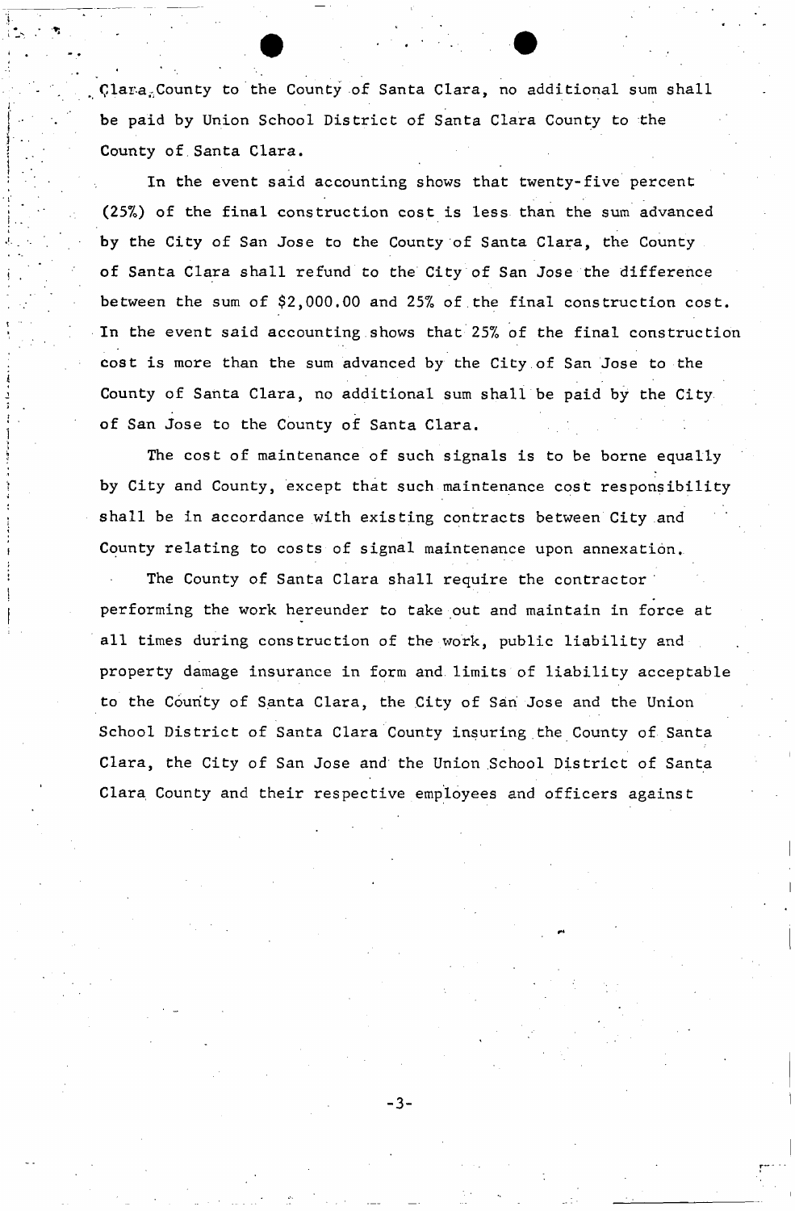Clara County to the County of Santa Clara, no additional sum shall be paid by Union School District of Santa Clara County to the County of Santa Clara.

In the event said accounting shows that twenty-five percent (25%) of the final construction cost is less than the sum advanced by the City of San Jose to the County of Santa Clara, the County of Santa Clara shall refund to the City of San Jose the difference between the sum of $2,000.00 and 25% of the final construction cost. In the event said accounting shows that 25% of the final construction cost is more than the sum advanced by the City of San Jose to the County of Santa Clara, no additional sum shall be paid by the City of San Jose to the County of Santa Clara.

The cost of maintenance of such signals is to be borne equally by City and County, except that such maintenance cost responsibility shall be in accordance with existing contracts between City and County relating to costs of signal maintenance upon annexation.

The County of Santa Clara shall require the contractor performing the work hereunder to take out and maintain in force at all times during construction of the work, public liability and property damage insurance in form and limits of liability acceptable to the County of Santa Clara, the City of San Jose and the Union School District of Santa Clara County insuring the County of Santa Clara, the City of San Jose and the Union School District of Santa Clara County and their respective employees and officers against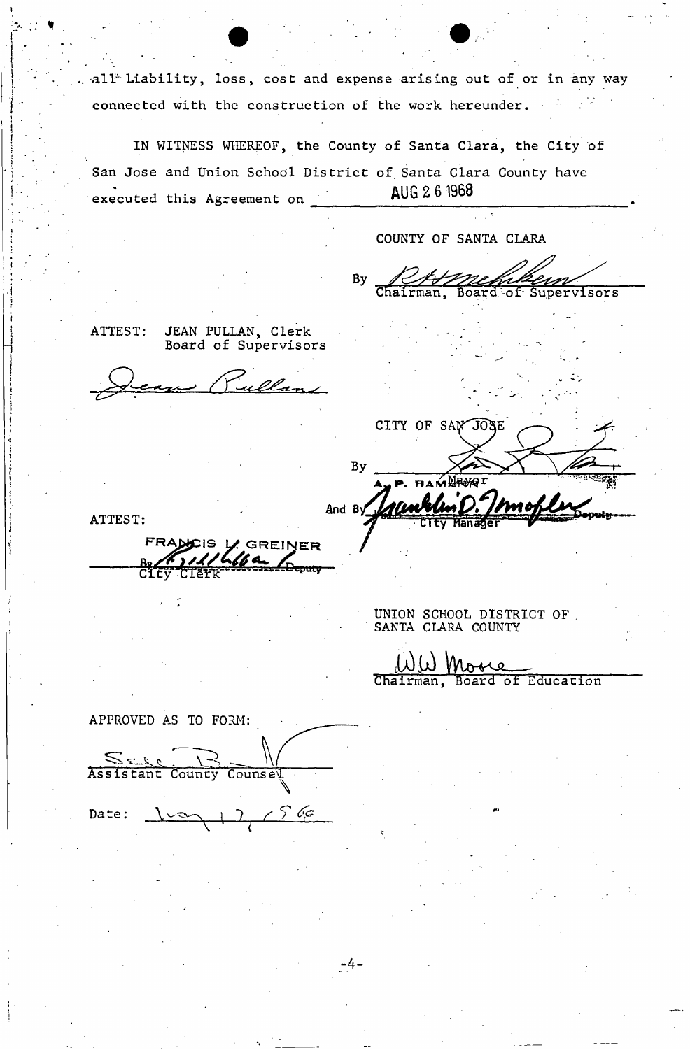all Liability, loss, cost and expense arising out of or in any way connected with the construction of the work hereunder.

IN WITNESS WHEREOF, the County of Santa Clara, the City of San Jose and Union School District of Santa Clara County have executed this Agreement on AUG 26 1968.

COUNTY OF SANTA CLARA

By _______________________
Chairman, Board of Supervisors

ATTEST: JEAN PULLAN, Clerk
Board of Supervisors

_______________________

CITY OF SAN JOSE

By _______________________
A. P. HAMANN Mayor

And By _______________________ Deputy
City Manager

ATTEST:

FRANCIS L. GREINER

By _______________________ Deputy
City Clerk

UNION SCHOOL DISTRICT OF SANTA CLARA COUNTY

_______________________
Chairman, Board of Education

APPROVED AS TO FORM:

_______________________
Assistant County Counsel

Date: _______________________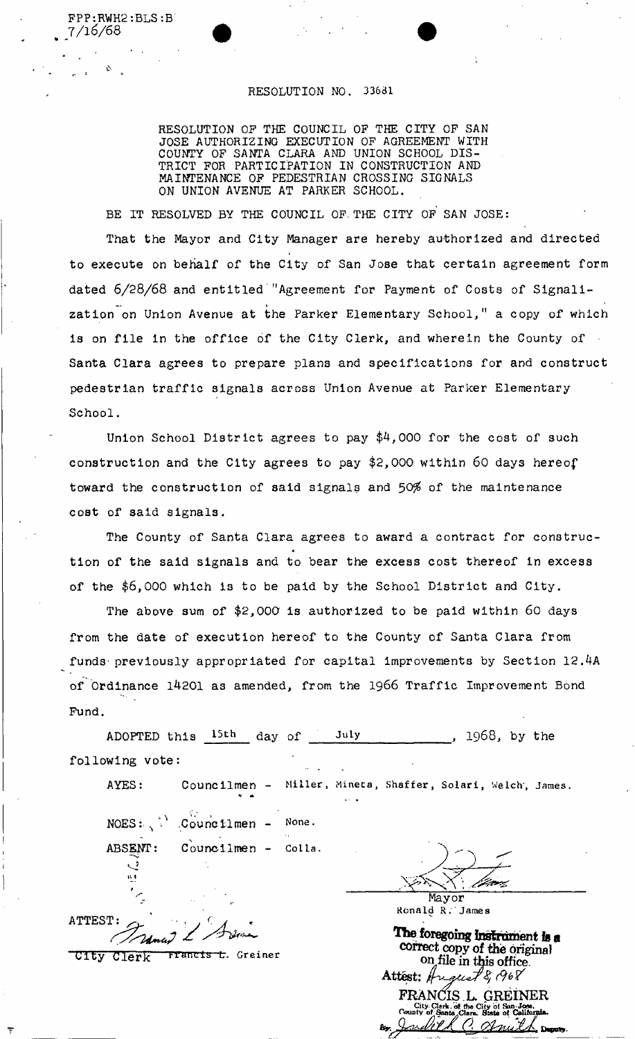FPP:RWH2:BLS:B
7/16/68

RESOLUTION NO. 33681

RESOLUTION OF THE COUNCIL OF THE CITY OF SAN JOSE AUTHORIZING EXECUTION OF AGREEMENT WITH COUNTY OF SANTA CLARA AND UNION SCHOOL DISTRICT FOR PARTICIPATION IN CONSTRUCTION AND MAINTENANCE OF PEDESTRIAN CROSSING SIGNALS ON UNION AVENUE AT PARKER SCHOOL.

BE IT RESOLVED BY THE COUNCIL OF THE CITY OF SAN JOSE:

That the Mayor and City Manager are hereby authorized and directed to execute on behalf of the City of San Jose that certain agreement form dated 6/28/68 and entitled "Agreement for Payment of Costs of Signalization on Union Avenue at the Parker Elementary School," a copy of which is on file in the office of the City Clerk, and wherein the County of Santa Clara agrees to prepare plans and specifications for and construct pedestrian traffic signals across Union Avenue at Parker Elementary School.

Union School District agrees to pay $4,000 for the cost of such construction and the City agrees to pay $2,000 within 60 days hereof toward the construction of said signals and 50% of the maintenance cost of said signals.

The County of Santa Clara agrees to award a contract for construction of the said signals and to bear the excess cost thereof in excess of the $6,000 which is to be paid by the School District and City.

The above sum of $2,000 is authorized to be paid within 60 days from the date of execution hereof to the County of Santa Clara from funds previously appropriated for capital improvements by Section 12.4A of Ordinance 14201 as amended, from the 1966 Traffic Improvement Bond Fund.

ADOPTED this 15th day of July, 1968, by the following vote:

AYES: Councilmen - Miller, Mineta, Shaffer, Solari, Welch, James.

NOES: Councilmen - None.

ABSENT: Councilmen - Colla.

Mayor
Ronald R. James

ATTEST:

City Clerk Francis L. Greiner

The foregoing instrument is a correct copy of the original on file in this office.
Attest: August 8, 1968
FRANCIS L. GREINER
City Clerk of the City of San Jose, County of Santa Clara, State of California.
By ______ Deputy.